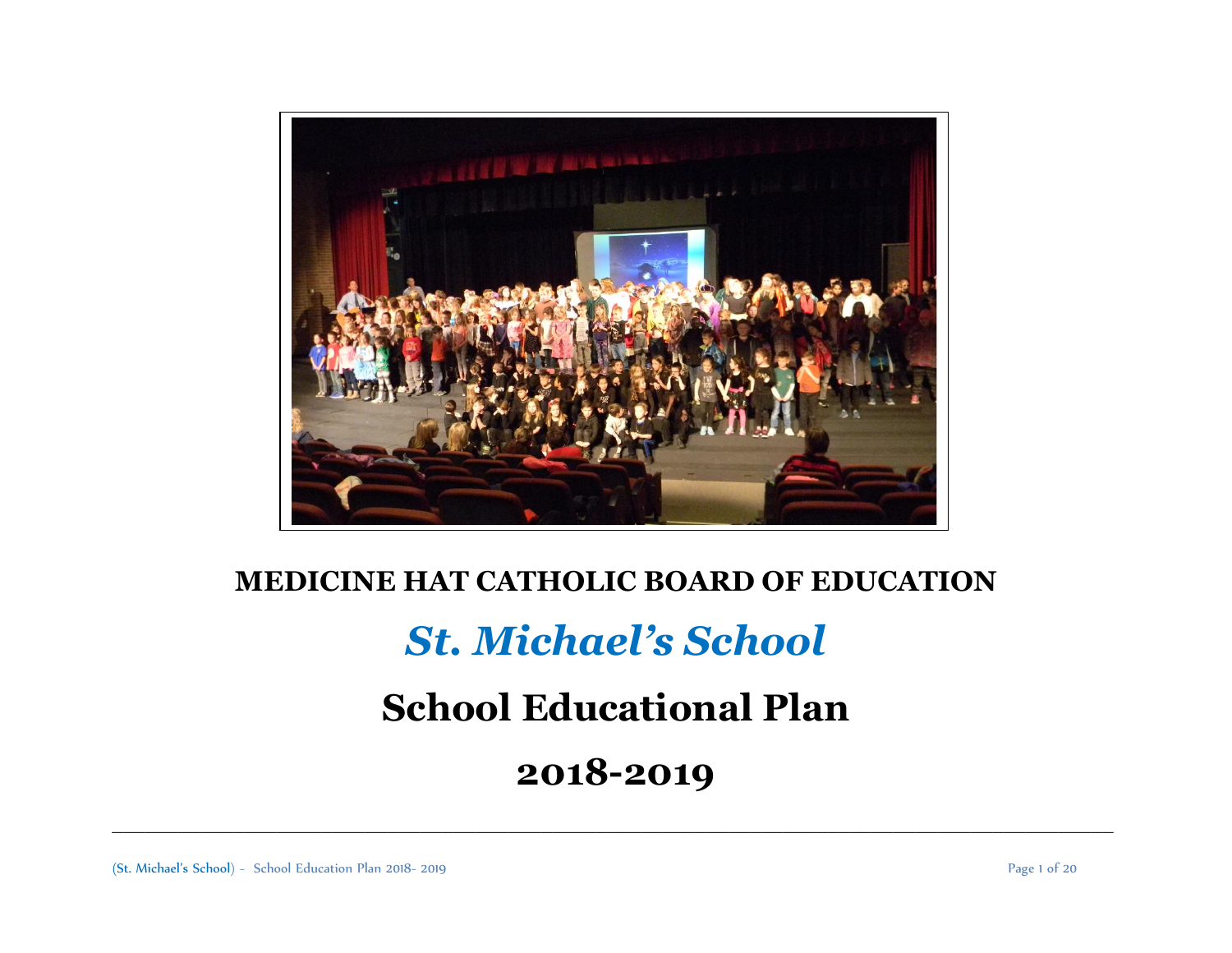**MEDICINE HAT CATHOLIC BOARD OF EDUCATION**

# *St. Michael's School*

# School Educational Plan

# 2018-2019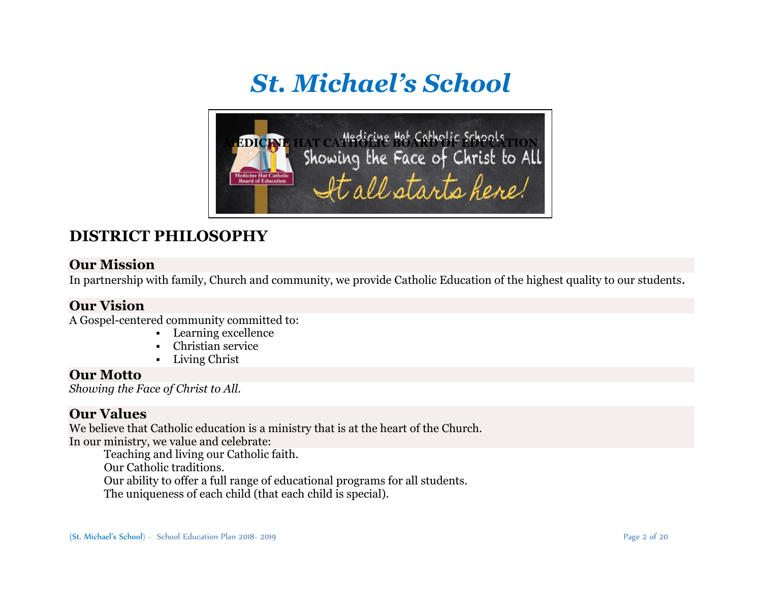# *St. Michael's School*

MEDICINE HAT CATHOLIC BOARD OF EDUCATION

## DISTRICT PHILOSOPHY

### Our Mission

In partnership with family, Church and community, we provide Catholic Education of the highest quality to our students.

### Our Vision

A Gospel-centered community committed to:

- Learning excellence
- Christian service
- Living Christ

### Our Motto

*Showing the Face of Christ to All.*

### Our Values

We believe that Catholic education is a ministry that is at the heart of the Church.
In our ministry, we value and celebrate:

Teaching and living our Catholic faith.
Our Catholic traditions.
Our ability to offer a full range of educational programs for all students.
The uniqueness of each child (that each child is special).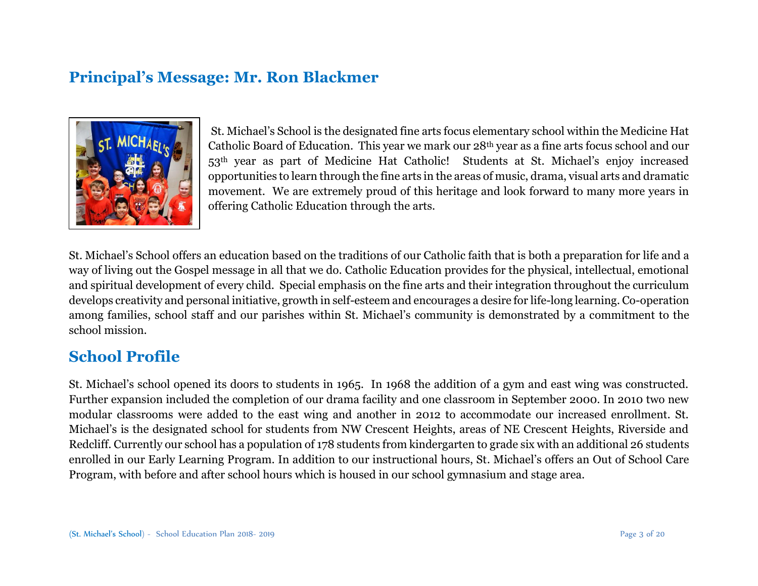## Principal's Message: Mr. Ron Blackmer

St. Michael's School is the designated fine arts focus elementary school within the Medicine Hat Catholic Board of Education. This year we mark our 28th year as a fine arts focus school and our 53rd year as part of Medicine Hat Catholic! Students at St. Michael's enjoy increased opportunities to learn through the fine arts in the areas of music, drama, visual arts and dramatic movement. We are extremely proud of this heritage and look forward to many more years in offering Catholic Education through the arts.

St. Michael's School offers an education based on the traditions of our Catholic faith that is both a preparation for life and a way of living out the Gospel message in all that we do. Catholic Education provides for the physical, intellectual, emotional and spiritual development of every child. Special emphasis on the fine arts and their integration throughout the curriculum develops creativity and personal initiative, growth in self-esteem and encourages a desire for life-long learning. Co-operation among families, school staff and our parishes within St. Michael's community is demonstrated by a commitment to the school mission.

## School Profile

St. Michael's school opened its doors to students in 1965. In 1968 the addition of a gym and east wing was constructed. Further expansion included the completion of our drama facility and one classroom in September 2000. In 2010 two new modular classrooms were added to the east wing and another in 2012 to accommodate our increased enrollment. St. Michael's is the designated school for students from NW Crescent Heights, areas of NE Crescent Heights, Riverside and Redcliff. Currently our school has a population of 178 students from kindergarten to grade six with an additional 26 students enrolled in our Early Learning Program. In addition to our instructional hours, St. Michael's offers an Out of School Care Program, with before and after school hours which is housed in our school gymnasium and stage area.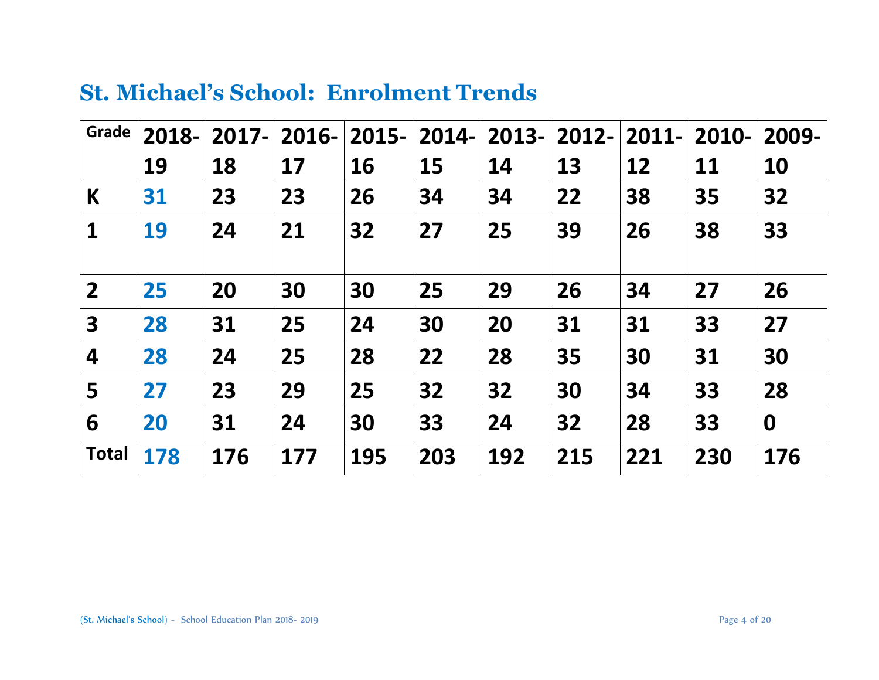## St. Michael's School: Enrolment Trends

| Grade | 2018-19 | 2017-18 | 2016-17 | 2015-16 | 2014-15 | 2013-14 | 2012-13 | 2011-12 | 2010-11 | 2009-10 |
|---|---|---|---|---|---|---|---|---|---|---|
| K | 31 | 23 | 23 | 26 | 34 | 34 | 22 | 38 | 35 | 32 |
| 1 | 19 | 24 | 21 | 32 | 27 | 25 | 39 | 26 | 38 | 33 |
| 2 | 25 | 20 | 30 | 30 | 25 | 29 | 26 | 34 | 27 | 26 |
| 3 | 28 | 31 | 25 | 24 | 30 | 20 | 31 | 31 | 33 | 27 |
| 4 | 28 | 24 | 25 | 28 | 22 | 28 | 35 | 30 | 31 | 30 |
| 5 | 27 | 23 | 29 | 25 | 32 | 32 | 30 | 34 | 33 | 28 |
| 6 | 20 | 31 | 24 | 30 | 33 | 24 | 32 | 28 | 33 | 0 |
| Total | 178 | 176 | 177 | 195 | 203 | 192 | 215 | 221 | 230 | 176 |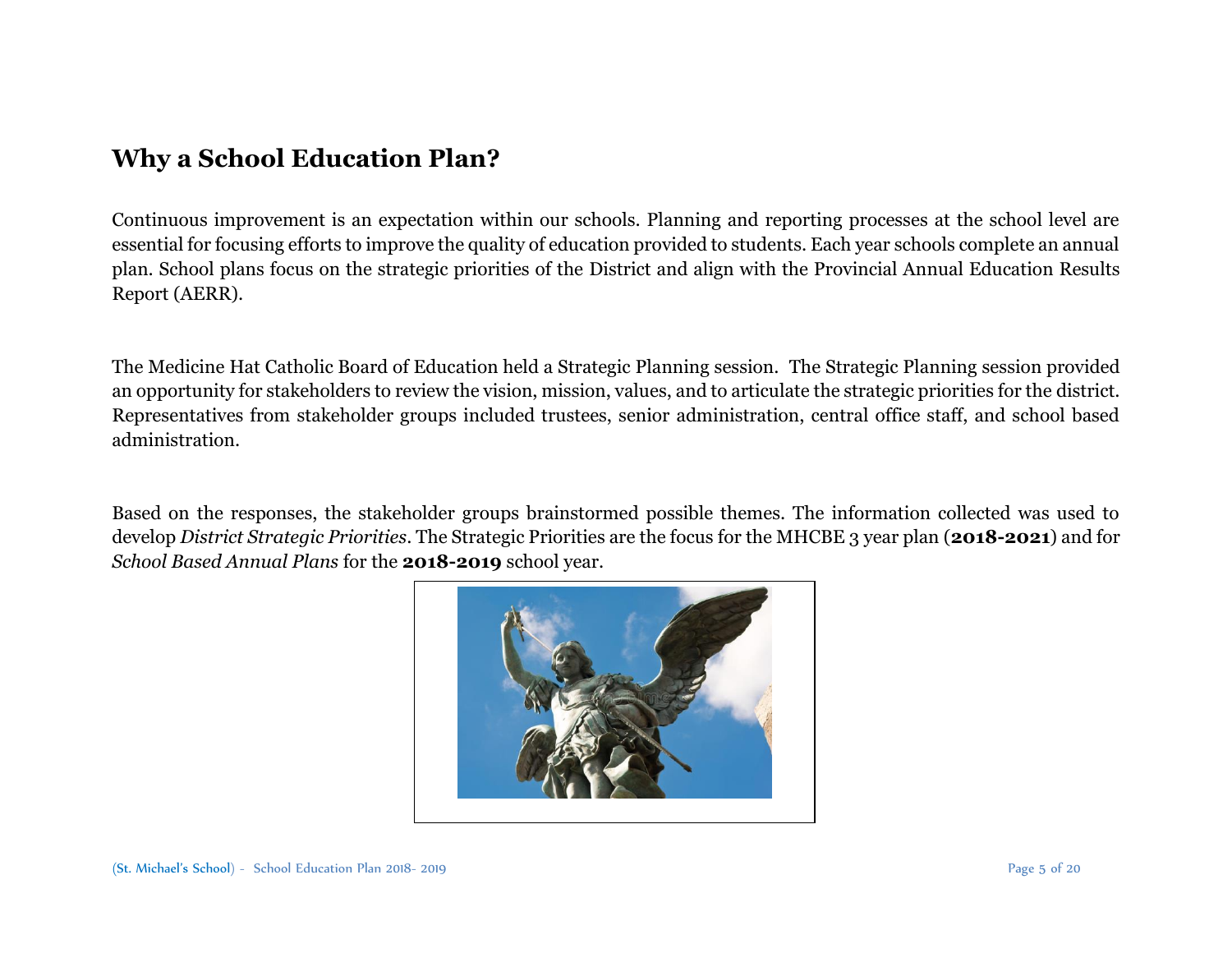# Why a School Education Plan?

Continuous improvement is an expectation within our schools. Planning and reporting processes at the school level are essential for focusing efforts to improve the quality of education provided to students. Each year schools complete an annual plan. School plans focus on the strategic priorities of the District and align with the Provincial Annual Education Results Report (AERR).

The Medicine Hat Catholic Board of Education held a Strategic Planning session. The Strategic Planning session provided an opportunity for stakeholders to review the vision, mission, values, and to articulate the strategic priorities for the district. Representatives from stakeholder groups included trustees, senior administration, central office staff, and school based administration.

Based on the responses, the stakeholder groups brainstormed possible themes. The information collected was used to develop *District Strategic Priorities*. The Strategic Priorities are the focus for the MHCBE 3 year plan (**2018-2021**) and for *School Based Annual Plans* for the **2018-2019** school year.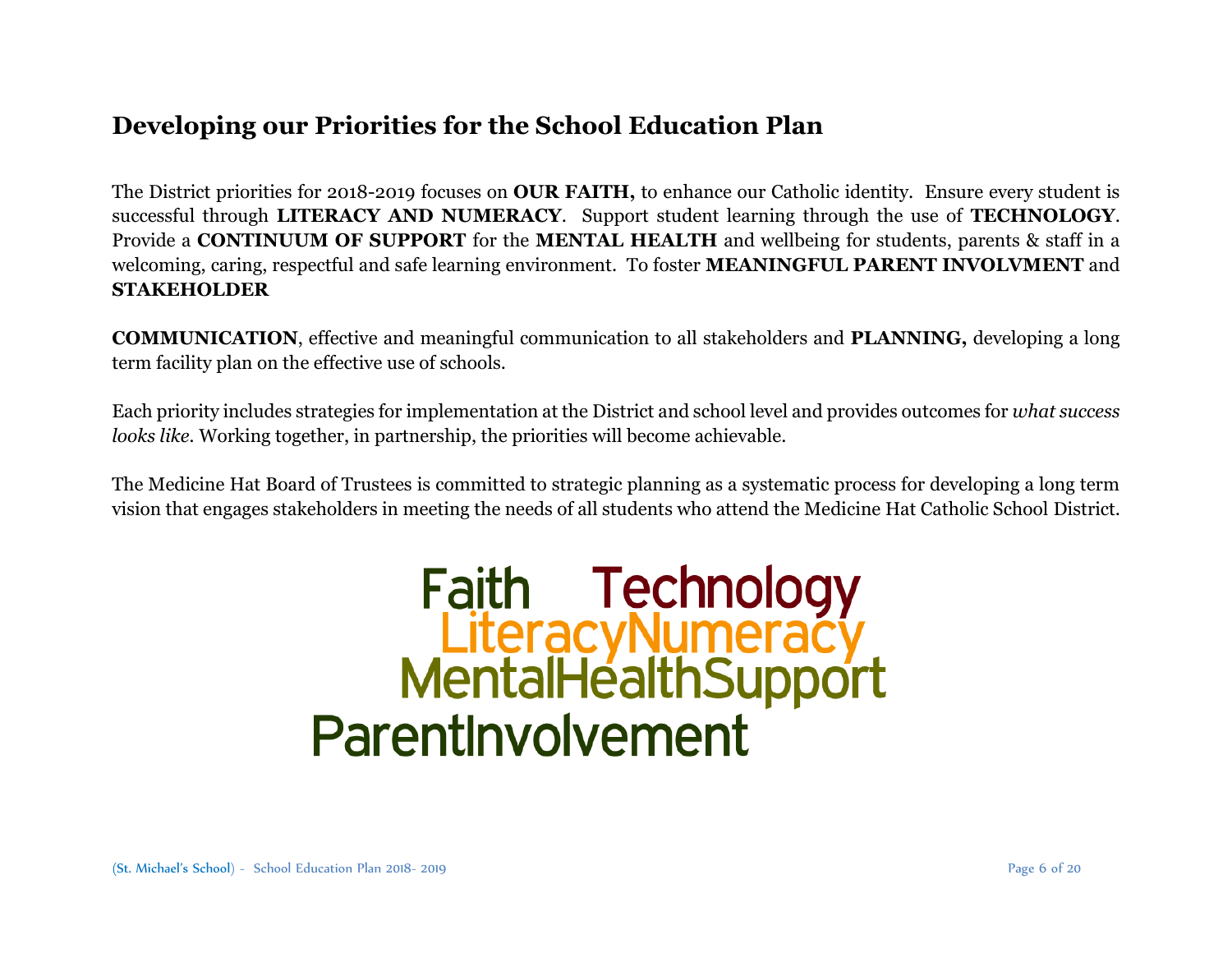## Developing our Priorities for the School Education Plan

The District priorities for 2018-2019 focuses on **OUR FAITH,** to enhance our Catholic identity. Ensure every student is successful through **LITERACY AND NUMERACY**. Support student learning through the use of **TECHNOLOGY**. Provide a **CONTINUUM OF SUPPORT** for the **MENTAL HEALTH** and wellbeing for students, parents & staff in a welcoming, caring, respectful and safe learning environment. To foster **MEANINGFUL PARENT INVOLVMENT** and **STAKEHOLDER**

**COMMUNICATION**, effective and meaningful communication to all stakeholders and **PLANNING,** developing a long term facility plan on the effective use of schools.

Each priority includes strategies for implementation at the District and school level and provides outcomes for *what success looks like*. Working together, in partnership, the priorities will become achievable.

The Medicine Hat Board of Trustees is committed to strategic planning as a systematic process for developing a long term vision that engages stakeholders in meeting the needs of all students who attend the Medicine Hat Catholic School District.

Faith Technology
LiteracyNumeracy
MentalHealthSupport
ParentInvolvement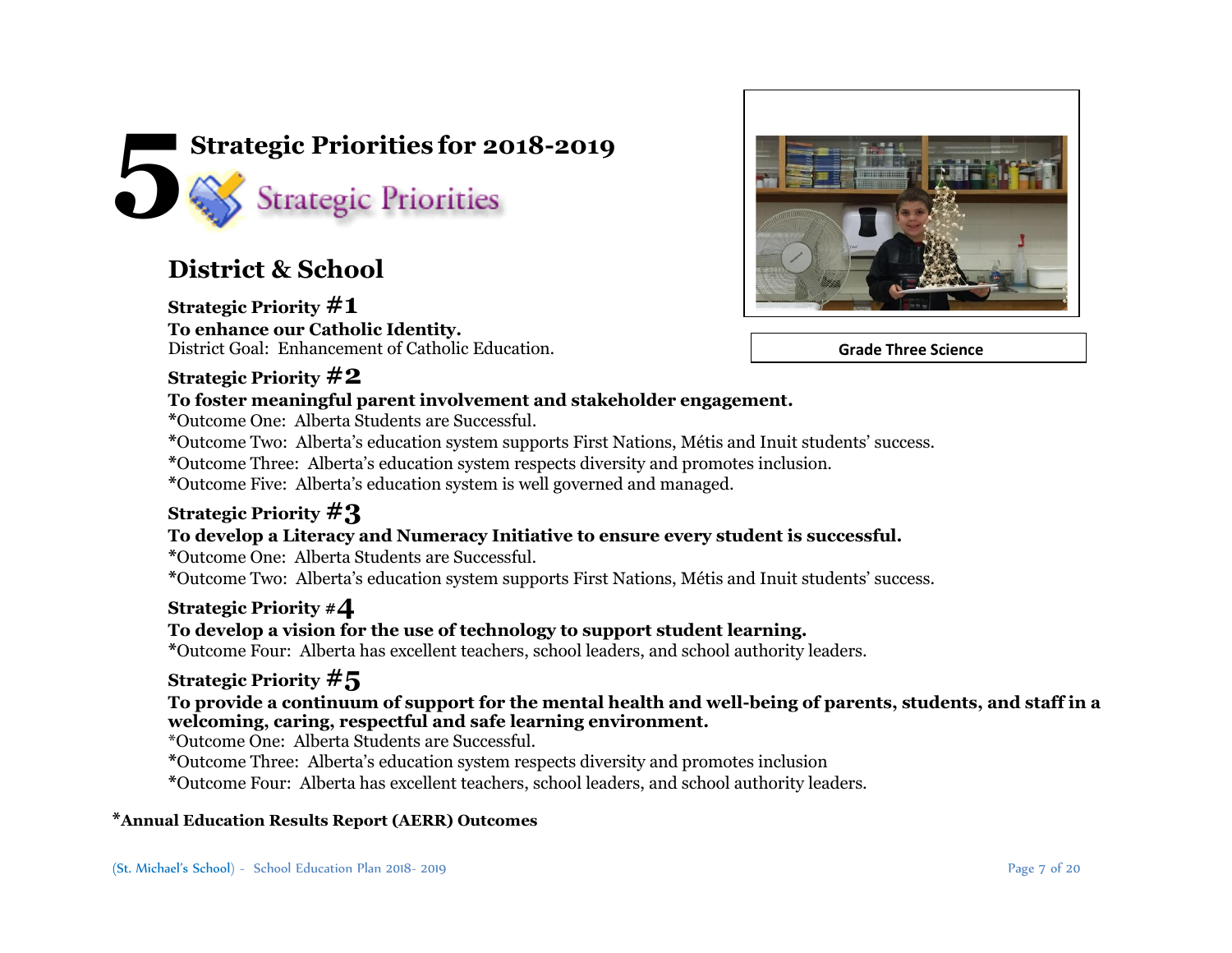# 5 Strategic Priorities for 2018-2019

Strategic Priorities

Grade Three Science

## District & School

**Strategic Priority #1**
**To enhance our Catholic Identity.**
District Goal: Enhancement of Catholic Education.

**Strategic Priority #2**
**To foster meaningful parent involvement and stakeholder engagement.**
*Outcome One: Alberta Students are Successful.
*Outcome Two: Alberta's education system supports First Nations, Métis and Inuit students' success.
*Outcome Three: Alberta's education system respects diversity and promotes inclusion.
*Outcome Five: Alberta's education system is well governed and managed.

**Strategic Priority #3**
**To develop a Literacy and Numeracy Initiative to ensure every student is successful.**
*Outcome One: Alberta Students are Successful.
*Outcome Two: Alberta's education system supports First Nations, Métis and Inuit students' success.

**Strategic Priority #4**
**To develop a vision for the use of technology to support student learning.**
*Outcome Four: Alberta has excellent teachers, school leaders, and school authority leaders.

**Strategic Priority #5**
**To provide a continuum of support for the mental health and well-being of parents, students, and staff in a welcoming, caring, respectful and safe learning environment.**
*Outcome One: Alberta Students are Successful.
*Outcome Three: Alberta's education system respects diversity and promotes inclusion
*Outcome Four: Alberta has excellent teachers, school leaders, and school authority leaders.

***Annual Education Results Report (AERR) Outcomes**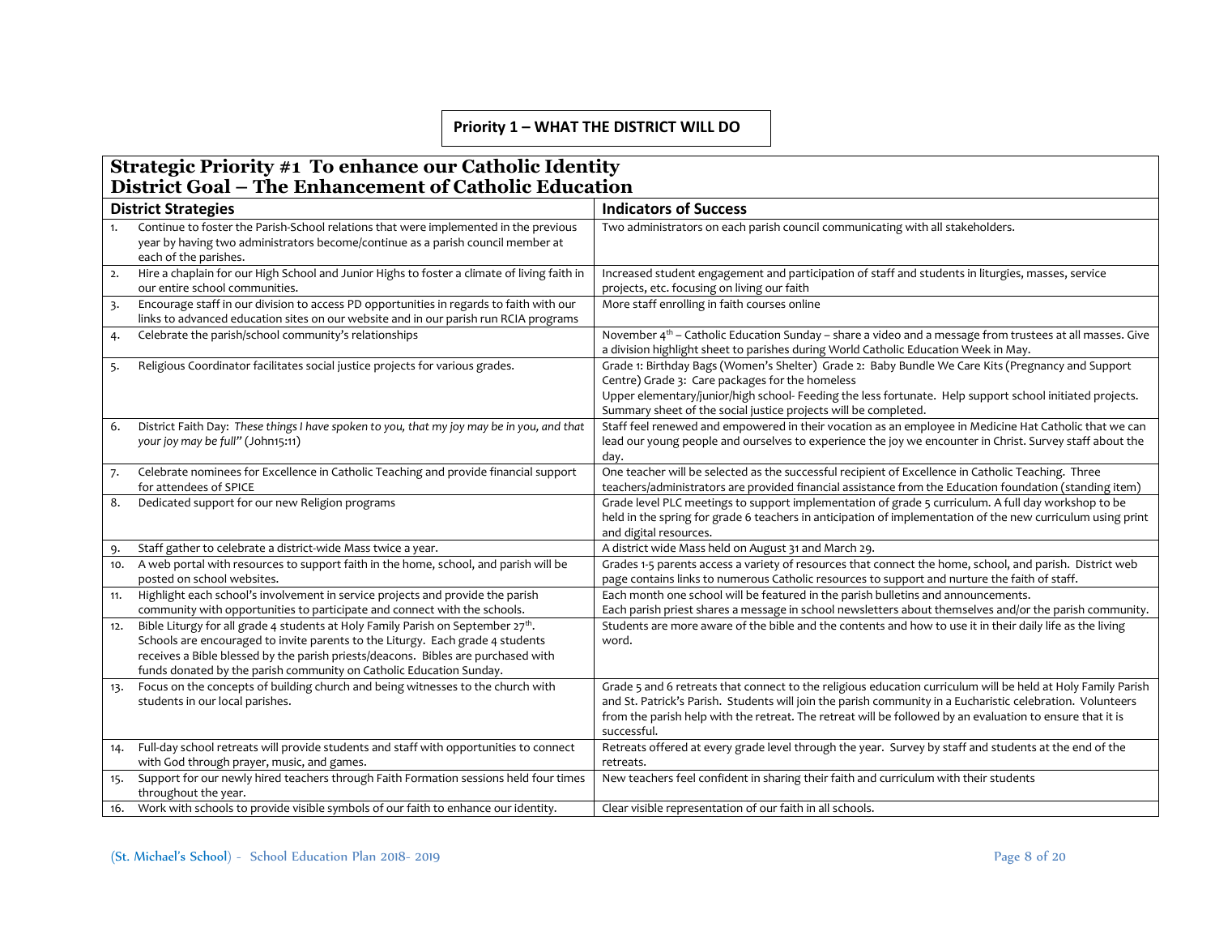**Priority 1 – WHAT THE DISTRICT WILL DO**

## Strategic Priority #1 To enhance our Catholic Identity
## District Goal – The Enhancement of Catholic Education

| District Strategies | Indicators of Success |
|---|---|
| 1. Continue to foster the Parish-School relations that were implemented in the previous year by having two administrators become/continue as a parish council member at each of the parishes. | Two administrators on each parish council communicating with all stakeholders. |
| 2. Hire a chaplain for our High School and Junior Highs to foster a climate of living faith in our entire school communities. | Increased student engagement and participation of staff and students in liturgies, masses, service projects, etc. focusing on living our faith |
| 3. Encourage staff in our division to access PD opportunities in regards to faith with our links to advanced education sites on our website and in our parish run RCIA programs | More staff enrolling in faith courses online |
| 4. Celebrate the parish/school community's relationships | November 4th – Catholic Education Sunday – share a video and a message from trustees at all masses. Give a division highlight sheet to parishes during World Catholic Education Week in May. |
| 5. Religious Coordinator facilitates social justice projects for various grades. | Grade 1: Birthday Bags (Women's Shelter) Grade 2: Baby Bundle We Care Kits (Pregnancy and Support Centre) Grade 3: Care packages for the homeless<br>Upper elementary/junior/high school- Feeding the less fortunate. Help support school initiated projects. Summary sheet of the social justice projects will be completed. |
| 6. District Faith Day: *These things I have spoken to you, that my joy may be in you, and that your joy may be full"* (John15:11) | Staff feel renewed and empowered in their vocation as an employee in Medicine Hat Catholic that we can lead our young people and ourselves to experience the joy we encounter in Christ. Survey staff about the day. |
| 7. Celebrate nominees for Excellence in Catholic Teaching and provide financial support for attendees of SPICE | One teacher will be selected as the successful recipient of Excellence in Catholic Teaching. Three teachers/administrators are provided financial assistance from the Education foundation (standing item) |
| 8. Dedicated support for our new Religion programs | Grade level PLC meetings to support implementation of grade 5 curriculum. A full day workshop to be held in the spring for grade 6 teachers in anticipation of implementation of the new curriculum using print and digital resources. |
| 9. Staff gather to celebrate a district-wide Mass twice a year. | A district wide Mass held on August 31 and March 29. |
| 10. A web portal with resources to support faith in the home, school, and parish will be posted on school websites. | Grades 1-5 parents access a variety of resources that connect the home, school, and parish. District web page contains links to numerous Catholic resources to support and nurture the faith of staff. |
| 11. Highlight each school's involvement in service projects and provide the parish community with opportunities to participate and connect with the schools. | Each month one school will be featured in the parish bulletins and announcements.<br>Each parish priest shares a message in school newsletters about themselves and/or the parish community. |
| 12. Bible Liturgy for all grade 4 students at Holy Family Parish on September 27th. Schools are encouraged to invite parents to the Liturgy. Each grade 4 students receives a Bible blessed by the parish priests/deacons. Bibles are purchased with funds donated by the parish community on Catholic Education Sunday. | Students are more aware of the bible and the contents and how to use it in their daily life as the living word. |
| 13. Focus on the concepts of building church and being witnesses to the church with students in our local parishes. | Grade 5 and 6 retreats that connect to the religious education curriculum will be held at Holy Family Parish and St. Patrick's Parish. Students will join the parish community in a Eucharistic celebration. Volunteers from the parish help with the retreat. The retreat will be followed by an evaluation to ensure that it is successful. |
| 14. Full-day school retreats will provide students and staff with opportunities to connect with God through prayer, music, and games. | Retreats offered at every grade level through the year. Survey by staff and students at the end of the retreats. |
| 15. Support for our newly hired teachers through Faith Formation sessions held four times throughout the year. | New teachers feel confident in sharing their faith and curriculum with their students |
| 16. Work with schools to provide visible symbols of our faith to enhance our identity. | Clear visible representation of our faith in all schools. |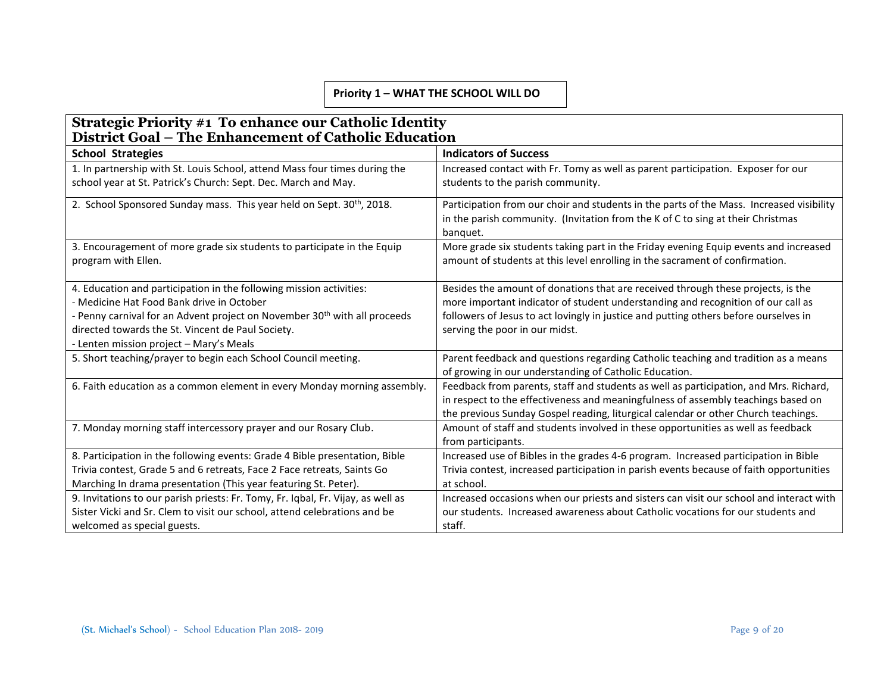**Priority 1 – WHAT THE SCHOOL WILL DO**

## Strategic Priority #1 To enhance our Catholic Identity
## District Goal – The Enhancement of Catholic Education

| School Strategies | Indicators of Success |
|---|---|
| 1. In partnership with St. Louis School, attend Mass four times during the school year at St. Patrick's Church: Sept. Dec. March and May. | Increased contact with Fr. Tomy as well as parent participation. Exposer for our students to the parish community. |
| 2. School Sponsored Sunday mass. This year held on Sept. 30th, 2018. | Participation from our choir and students in the parts of the Mass. Increased visibility in the parish community. (Invitation from the K of C to sing at their Christmas banquet. |
| 3. Encouragement of more grade six students to participate in the Equip program with Ellen. | More grade six students taking part in the Friday evening Equip events and increased amount of students at this level enrolling in the sacrament of confirmation. |
| 4. Education and participation in the following mission activities:<br>- Medicine Hat Food Bank drive in October<br>- Penny carnival for an Advent project on November 30th with all proceeds directed towards the St. Vincent de Paul Society.<br>- Lenten mission project – Mary's Meals | Besides the amount of donations that are received through these projects, is the more important indicator of student understanding and recognition of our call as followers of Jesus to act lovingly in justice and putting others before ourselves in serving the poor in our midst. |
| 5. Short teaching/prayer to begin each School Council meeting. | Parent feedback and questions regarding Catholic teaching and tradition as a means of growing in our understanding of Catholic Education. |
| 6. Faith education as a common element in every Monday morning assembly. | Feedback from parents, staff and students as well as participation, and Mrs. Richard, in respect to the effectiveness and meaningfulness of assembly teachings based on the previous Sunday Gospel reading, liturgical calendar or other Church teachings. |
| 7. Monday morning staff intercessory prayer and our Rosary Club. | Amount of staff and students involved in these opportunities as well as feedback from participants. |
| 8. Participation in the following events: Grade 4 Bible presentation, Bible Trivia contest, Grade 5 and 6 retreats, Face 2 Face retreats, Saints Go Marching In drama presentation (This year featuring St. Peter). | Increased use of Bibles in the grades 4-6 program. Increased participation in Bible Trivia contest, increased participation in parish events because of faith opportunities at school. |
| 9. Invitations to our parish priests: Fr. Tomy, Fr. Iqbal, Fr. Vijay, as well as Sister Vicki and Sr. Clem to visit our school, attend celebrations and be welcomed as special guests. | Increased occasions when our priests and sisters can visit our school and interact with our students. Increased awareness about Catholic vocations for our students and staff. |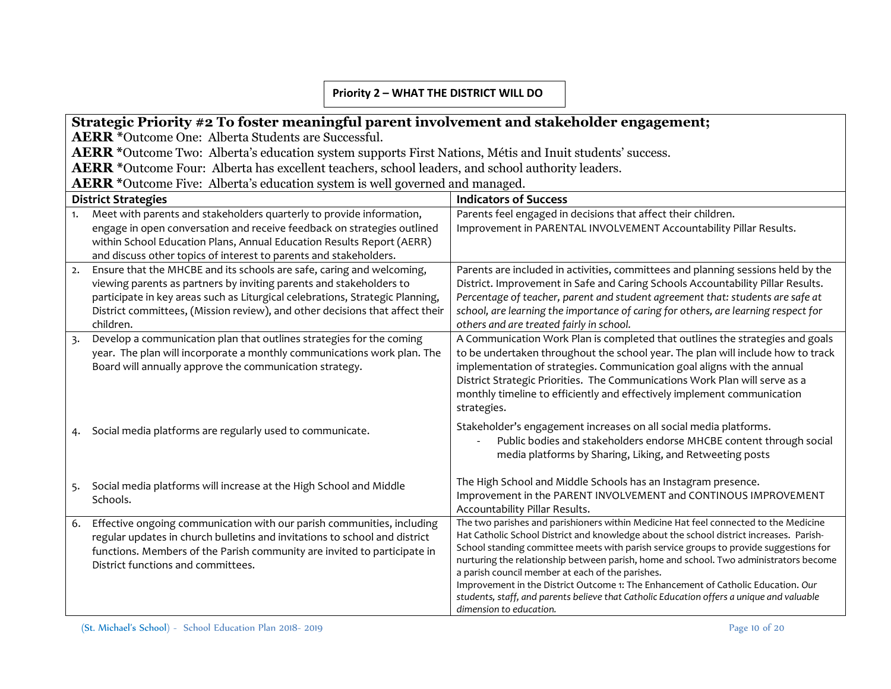**Priority 2 – WHAT THE DISTRICT WILL DO**

**Strategic Priority #2 To foster meaningful parent involvement and stakeholder engagement;**

**AERR** *Outcome One: Alberta Students are Successful.

**AERR** *Outcome Two: Alberta's education system supports First Nations, Métis and Inuit students' success.

**AERR** *Outcome Four: Alberta has excellent teachers, school leaders, and school authority leaders.

**AERR** *Outcome Five: Alberta's education system is well governed and managed.

| District Strategies | Indicators of Success |
|---|---|
| 1. Meet with parents and stakeholders quarterly to provide information, engage in open conversation and receive feedback on strategies outlined within School Education Plans, Annual Education Results Report (AERR) and discuss other topics of interest to parents and stakeholders. | Parents feel engaged in decisions that affect their children.<br>Improvement in PARENTAL INVOLVEMENT Accountability Pillar Results. |
| 2. Ensure that the MHCBE and its schools are safe, caring and welcoming, viewing parents as partners by inviting parents and stakeholders to participate in key areas such as Liturgical celebrations, Strategic Planning, District committees, (Mission review), and other decisions that affect their children. | Parents are included in activities, committees and planning sessions held by the District. Improvement in Safe and Caring Schools Accountability Pillar Results. *Percentage of teacher, parent and student agreement that: students are safe at school, are learning the importance of caring for others, are learning respect for others and are treated fairly in school.* |
| 3. Develop a communication plan that outlines strategies for the coming year. The plan will incorporate a monthly communications work plan. The Board will annually approve the communication strategy.<br><br>4. Social media platforms are regularly used to communicate.<br><br>5. Social media platforms will increase at the High School and Middle Schools. | A Communication Work Plan is completed that outlines the strategies and goals to be undertaken throughout the school year. The plan will include how to track implementation of strategies. Communication goal aligns with the annual District Strategic Priorities. The Communications Work Plan will serve as a monthly timeline to efficiently and effectively implement communication strategies.<br><br>Stakeholder's engagement increases on all social media platforms.<br>- Public bodies and stakeholders endorse MHCBE content through social media platforms by Sharing, Liking, and Retweeting posts<br><br>The High School and Middle Schools has an Instagram presence.<br>Improvement in the PARENT INVOLVEMENT and CONTINOUS IMPROVEMENT Accountability Pillar Results. |
| 6. Effective ongoing communication with our parish communities, including regular updates in church bulletins and invitations to school and district functions. Members of the Parish community are invited to participate in District functions and committees. | The two parishes and parishioners within Medicine Hat feel connected to the Medicine Hat Catholic School District and knowledge about the school district increases. Parish-School standing committee meets with parish service groups to provide suggestions for nurturing the relationship between parish, home and school. Two administrators become a parish council member at each of the parishes.<br>Improvement in the District Outcome 1: The Enhancement of Catholic Education. *Our students, staff, and parents believe that Catholic Education offers a unique and valuable dimension to education.* |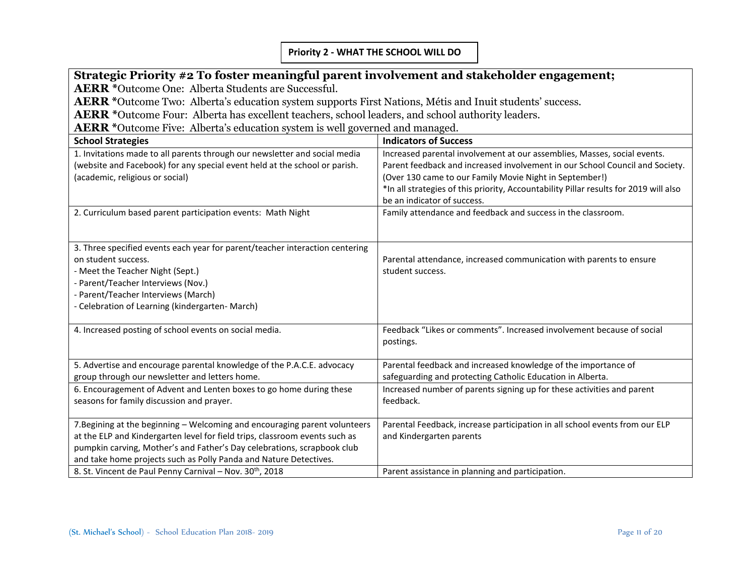## Priority 2 - WHAT THE SCHOOL WILL DO

**Strategic Priority #2 To foster meaningful parent involvement and stakeholder engagement;**

**AERR** *Outcome One: Alberta Students are Successful.

**AERR** *Outcome Two: Alberta's education system supports First Nations, Métis and Inuit students' success.

**AERR** *Outcome Four: Alberta has excellent teachers, school leaders, and school authority leaders.

**AERR** *Outcome Five: Alberta's education system is well governed and managed.

| School Strategies | Indicators of Success |
|---|---|
| 1. Invitations made to all parents through our newsletter and social media (website and Facebook) for any special event held at the school or parish. (academic, religious or social) | Increased parental involvement at our assemblies, Masses, social events. Parent feedback and increased involvement in our School Council and Society. (Over 130 came to our Family Movie Night in September!)<br>*In all strategies of this priority, Accountability Pillar results for 2019 will also be an indicator of success. |
| 2. Curriculum based parent participation events: Math Night | Family attendance and feedback and success in the classroom. |
| 3. Three specified events each year for parent/teacher interaction centering on student success.<br>- Meet the Teacher Night (Sept.)<br>- Parent/Teacher Interviews (Nov.)<br>- Parent/Teacher Interviews (March)<br>- Celebration of Learning (kindergarten- March) | Parental attendance, increased communication with parents to ensure student success. |
| 4. Increased posting of school events on social media. | Feedback "Likes or comments". Increased involvement because of social postings. |
| 5. Advertise and encourage parental knowledge of the P.A.C.E. advocacy group through our newsletter and letters home. | Parental feedback and increased knowledge of the importance of safeguarding and protecting Catholic Education in Alberta. |
| 6. Encouragement of Advent and Lenten boxes to go home during these seasons for family discussion and prayer. | Increased number of parents signing up for these activities and parent feedback. |
| 7.Begining at the beginning – Welcoming and encouraging parent volunteers at the ELP and Kindergarten level for field trips, classroom events such as pumpkin carving, Mother's and Father's Day celebrations, scrapbook club and take home projects such as Polly Panda and Nature Detectives. | Parental Feedback, increase participation in all school events from our ELP and Kindergarten parents |
| 8. St. Vincent de Paul Penny Carnival – Nov. 30th, 2018 | Parent assistance in planning and participation. |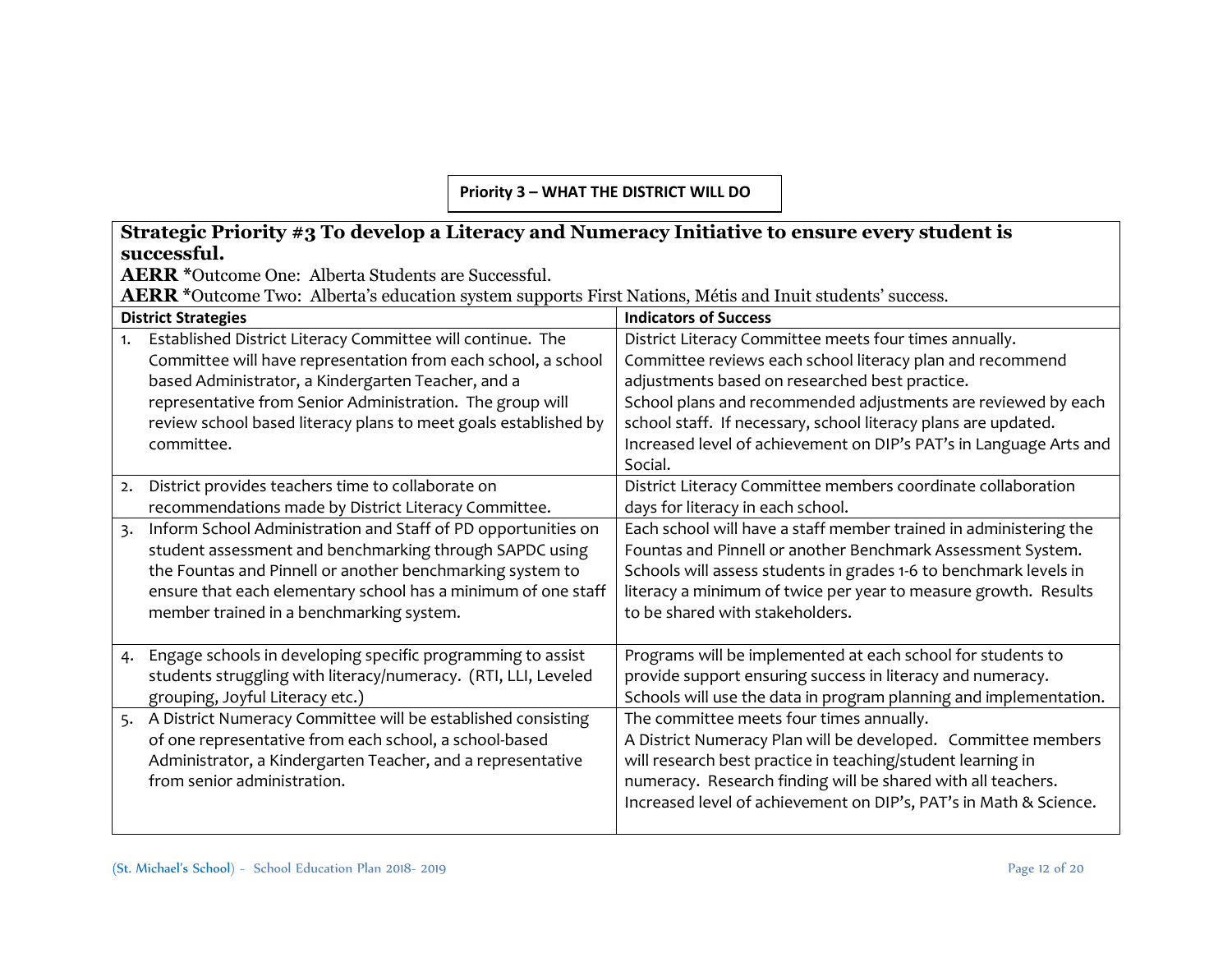**Priority 3 – WHAT THE DISTRICT WILL DO**

**Strategic Priority #3 To develop a Literacy and Numeracy Initiative to ensure every student is successful.**

**AERR** *Outcome One: Alberta Students are Successful.

**AERR** *Outcome Two: Alberta's education system supports First Nations, Métis and Inuit students' success.

| District Strategies | Indicators of Success |
|---|---|
| 1. Established District Literacy Committee will continue. The Committee will have representation from each school, a school based Administrator, a Kindergarten Teacher, and a representative from Senior Administration. The group will review school based literacy plans to meet goals established by committee. | District Literacy Committee meets four times annually.<br>Committee reviews each school literacy plan and recommend adjustments based on researched best practice.<br>School plans and recommended adjustments are reviewed by each school staff. If necessary, school literacy plans are updated.<br>Increased level of achievement on DIP's PAT's in Language Arts and Social. |
| 2. District provides teachers time to collaborate on recommendations made by District Literacy Committee. | District Literacy Committee members coordinate collaboration days for literacy in each school. |
| 3. Inform School Administration and Staff of PD opportunities on student assessment and benchmarking through SAPDC using the Fountas and Pinnell or another benchmarking system to ensure that each elementary school has a minimum of one staff member trained in a benchmarking system. | Each school will have a staff member trained in administering the Fountas and Pinnell or another Benchmark Assessment System.<br>Schools will assess students in grades 1-6 to benchmark levels in literacy a minimum of twice per year to measure growth. Results to be shared with stakeholders. |
| 4. Engage schools in developing specific programming to assist students struggling with literacy/numeracy. (RTI, LLI, Leveled grouping, Joyful Literacy etc.) | Programs will be implemented at each school for students to provide support ensuring success in literacy and numeracy.<br>Schools will use the data in program planning and implementation. |
| 5. A District Numeracy Committee will be established consisting of one representative from each school, a school-based Administrator, a Kindergarten Teacher, and a representative from senior administration. | The committee meets four times annually.<br>A District Numeracy Plan will be developed. Committee members will research best practice in teaching/student learning in numeracy. Research finding will be shared with all teachers.<br>Increased level of achievement on DIP's, PAT's in Math & Science. |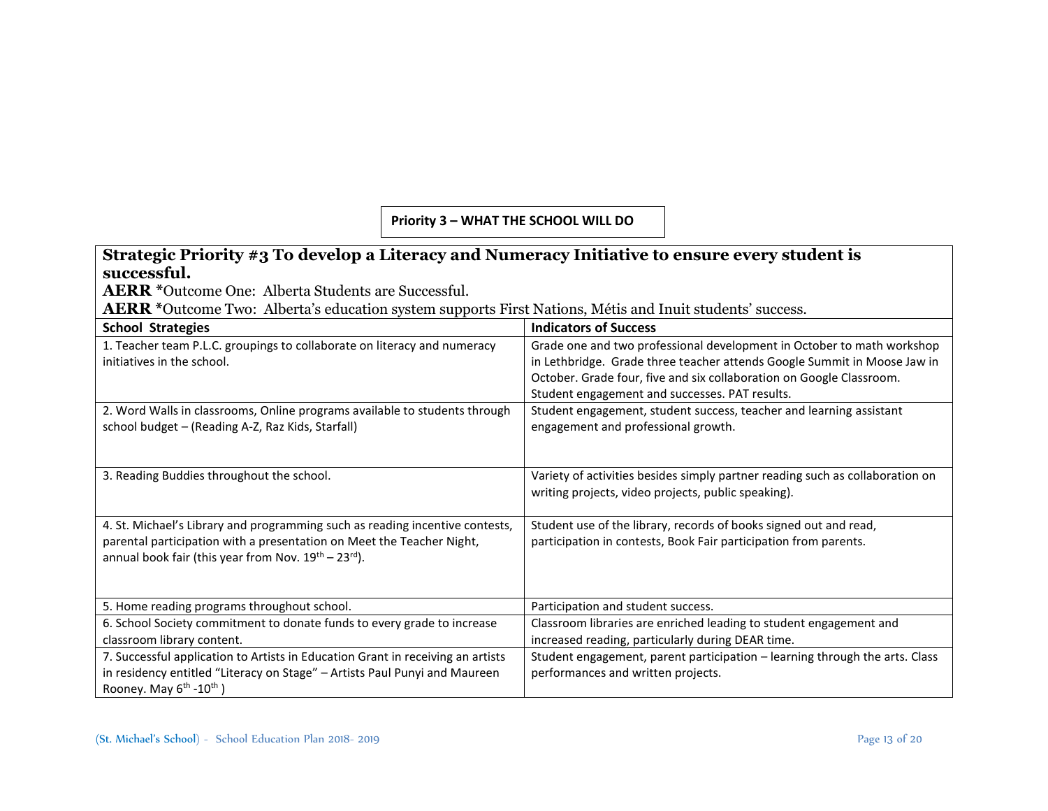**Priority 3 – WHAT THE SCHOOL WILL DO**

## Strategic Priority #3 To develop a Literacy and Numeracy Initiative to ensure every student is successful.

**AERR** *Outcome One: Alberta Students are Successful.

**AERR** *Outcome Two: Alberta's education system supports First Nations, Métis and Inuit students' success.

| School Strategies | Indicators of Success |
|---|---|
| 1. Teacher team P.L.C. groupings to collaborate on literacy and numeracy initiatives in the school. | Grade one and two professional development in October to math workshop in Lethbridge. Grade three teacher attends Google Summit in Moose Jaw in October. Grade four, five and six collaboration on Google Classroom. Student engagement and successes. PAT results. |
| 2. Word Walls in classrooms, Online programs available to students through school budget – (Reading A-Z, Raz Kids, Starfall) | Student engagement, student success, teacher and learning assistant engagement and professional growth. |
| 3. Reading Buddies throughout the school. | Variety of activities besides simply partner reading such as collaboration on writing projects, video projects, public speaking). |
| 4. St. Michael's Library and programming such as reading incentive contests, parental participation with a presentation on Meet the Teacher Night, annual book fair (this year from Nov. 19th – 23rd). | Student use of the library, records of books signed out and read, participation in contests, Book Fair participation from parents. |
| 5. Home reading programs throughout school. | Participation and student success. |
| 6. School Society commitment to donate funds to every grade to increase classroom library content. | Classroom libraries are enriched leading to student engagement and increased reading, particularly during DEAR time. |
| 7. Successful application to Artists in Education Grant in receiving an artists in residency entitled "Literacy on Stage" – Artists Paul Punyi and Maureen Rooney. May 6th -10th ) | Student engagement, parent participation – learning through the arts. Class performances and written projects. |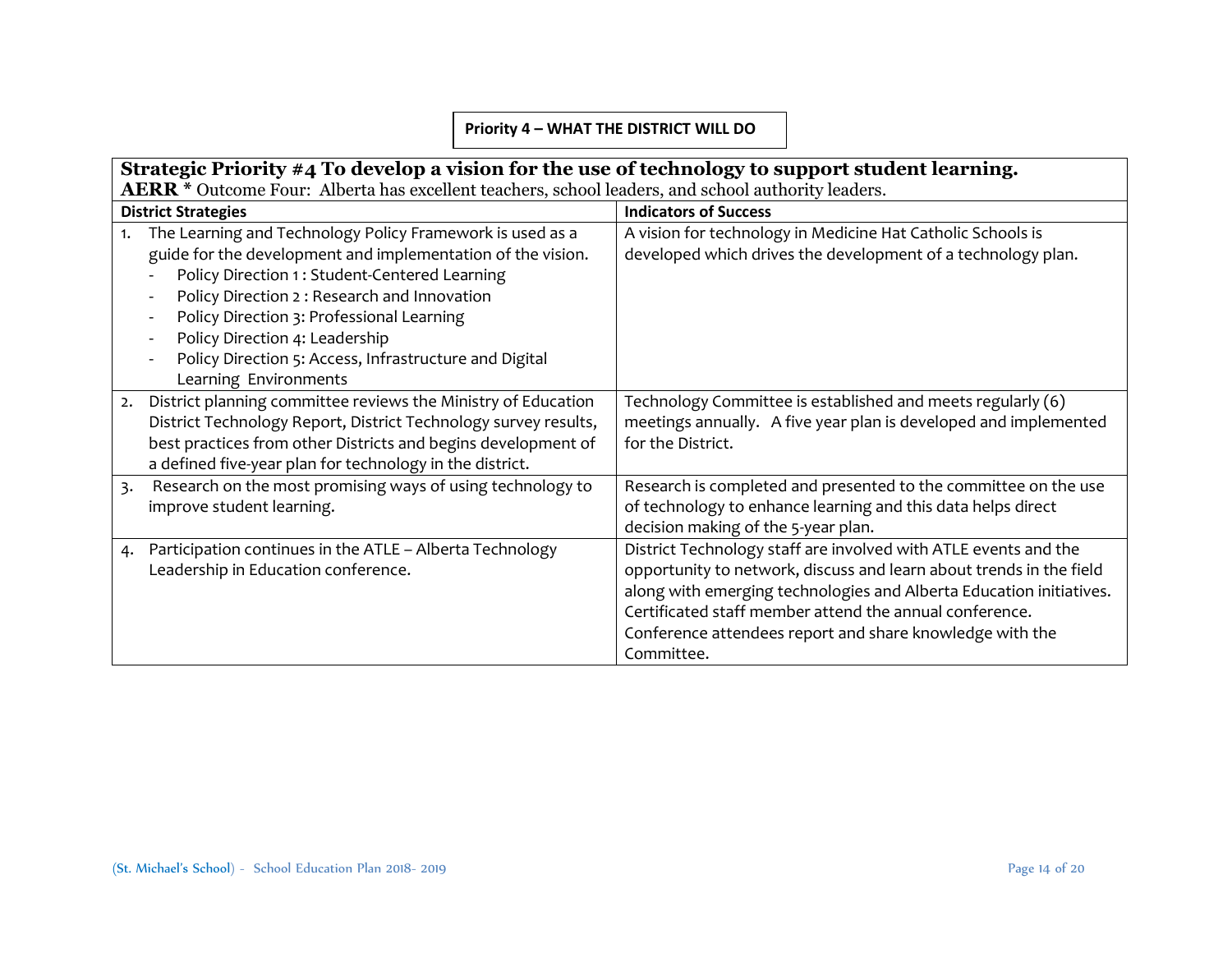**Priority 4 – WHAT THE DISTRICT WILL DO**

**Strategic Priority #4 To develop a vision for the use of technology to support student learning.**
**AERR** * Outcome Four: Alberta has excellent teachers, school leaders, and school authority leaders.

| District Strategies | Indicators of Success |
|---|---|
| 1. The Learning and Technology Policy Framework is used as a guide for the development and implementation of the vision.<br>- Policy Direction 1 : Student-Centered Learning<br>- Policy Direction 2 : Research and Innovation<br>- Policy Direction 3: Professional Learning<br>- Policy Direction 4: Leadership<br>- Policy Direction 5: Access, Infrastructure and Digital Learning Environments | A vision for technology in Medicine Hat Catholic Schools is developed which drives the development of a technology plan. |
| 2. District planning committee reviews the Ministry of Education District Technology Report, District Technology survey results, best practices from other Districts and begins development of a defined five-year plan for technology in the district. | Technology Committee is established and meets regularly (6) meetings annually. A five year plan is developed and implemented for the District. |
| 3. Research on the most promising ways of using technology to improve student learning. | Research is completed and presented to the committee on the use of technology to enhance learning and this data helps direct decision making of the 5-year plan. |
| 4. Participation continues in the ATLE – Alberta Technology Leadership in Education conference. | District Technology staff are involved with ATLE events and the opportunity to network, discuss and learn about trends in the field along with emerging technologies and Alberta Education initiatives. Certificated staff member attend the annual conference. Conference attendees report and share knowledge with the Committee. |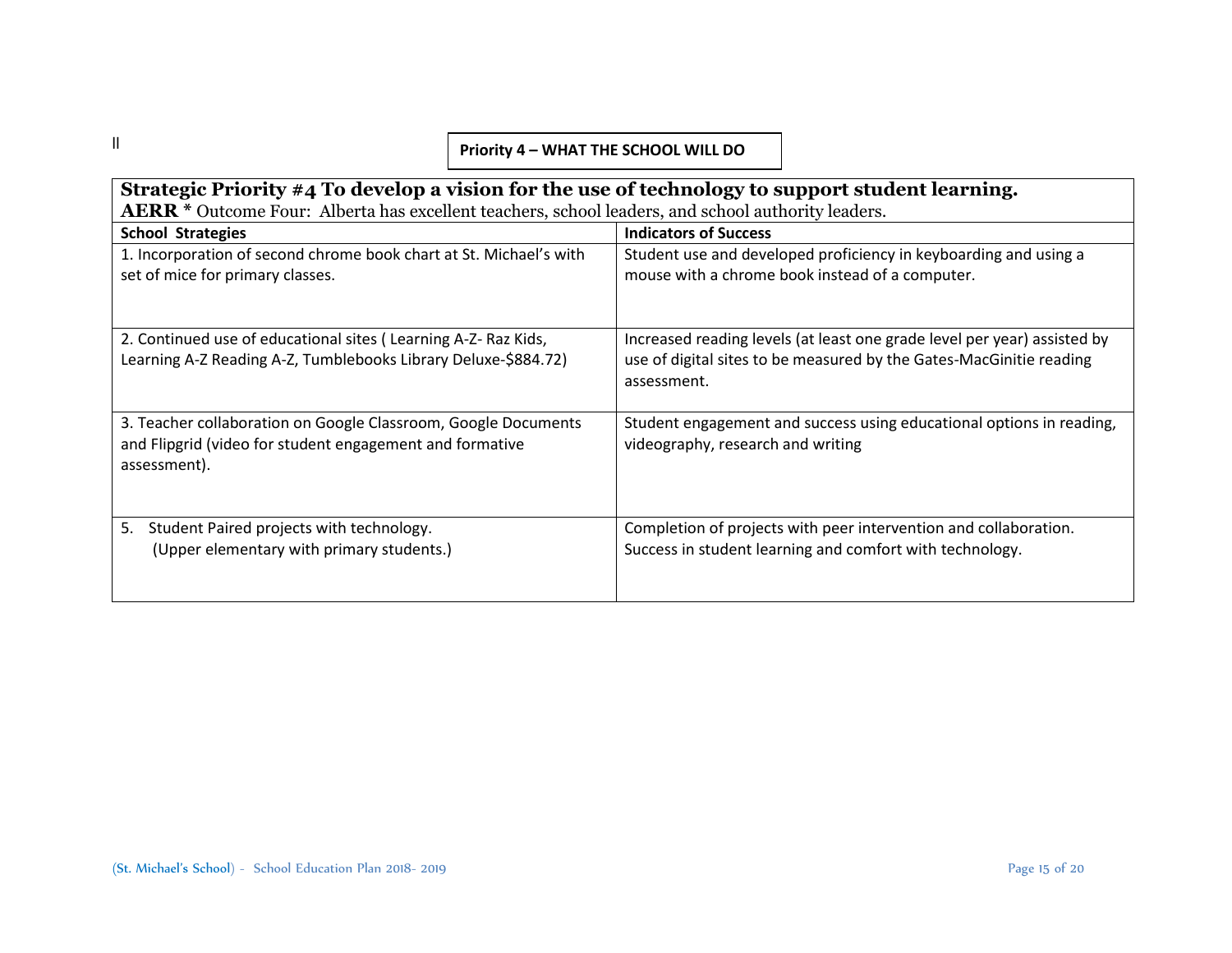ll

**Priority 4 – WHAT THE SCHOOL WILL DO**

| **Strategic Priority #4 To develop a vision for the use of technology to support student learning.** **AERR** * Outcome Four: Alberta has excellent teachers, school leaders, and school authority leaders. | |
|---|---|
| **School Strategies** | **Indicators of Success** |
| 1. Incorporation of second chrome book chart at St. Michael's with set of mice for primary classes. | Student use and developed proficiency in keyboarding and using a mouse with a chrome book instead of a computer. |
| 2. Continued use of educational sites ( Learning A-Z- Raz Kids, Learning A-Z Reading A-Z, Tumblebooks Library Deluxe-$884.72) | Increased reading levels (at least one grade level per year) assisted by use of digital sites to be measured by the Gates-MacGinitie reading assessment. |
| 3. Teacher collaboration on Google Classroom, Google Documents and Flipgrid (video for student engagement and formative assessment). | Student engagement and success using educational options in reading, videography, research and writing |
| 5. Student Paired projects with technology. (Upper elementary with primary students.) | Completion of projects with peer intervention and collaboration. Success in student learning and comfort with technology. |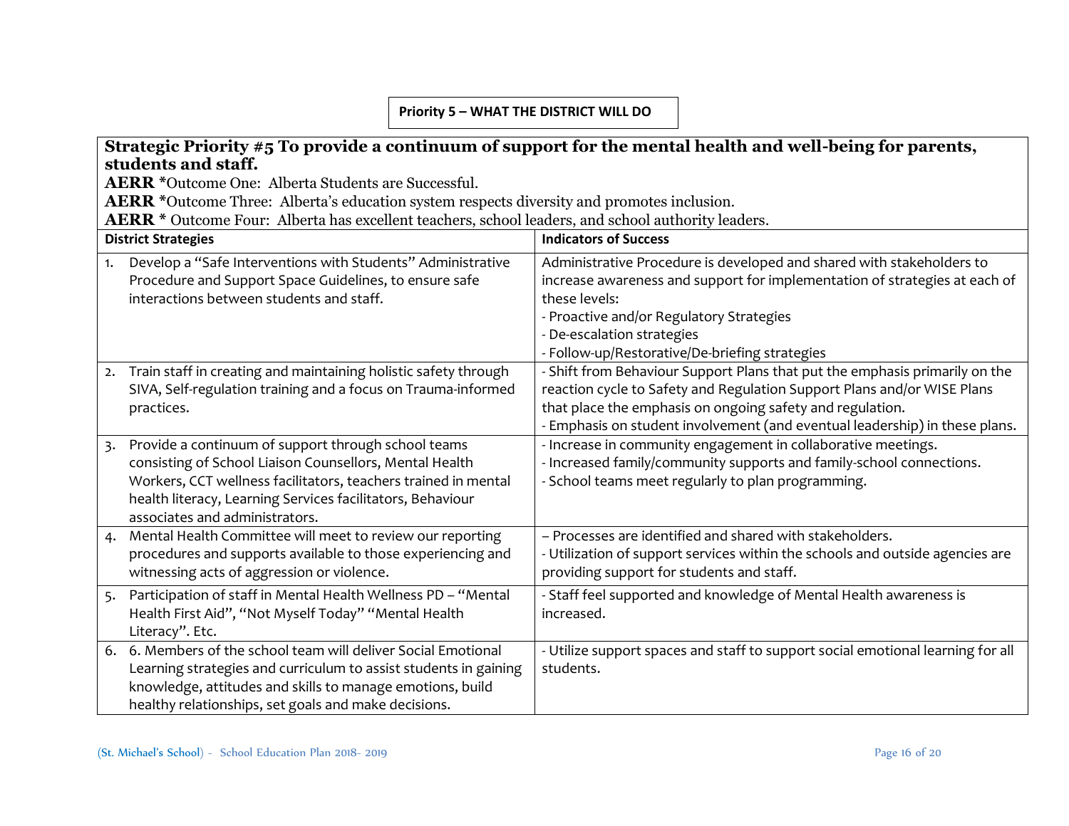**Priority 5 – WHAT THE DISTRICT WILL DO**

**Strategic Priority #5 To provide a continuum of support for the mental health and well-being for parents, students and staff.**

**AERR** *Outcome One: Alberta Students are Successful.

**AERR** *Outcome Three: Alberta's education system respects diversity and promotes inclusion.

**AERR** * Outcome Four: Alberta has excellent teachers, school leaders, and school authority leaders.

| District Strategies | Indicators of Success |
|---|---|
| 1. Develop a "Safe Interventions with Students" Administrative Procedure and Support Space Guidelines, to ensure safe interactions between students and staff. | Administrative Procedure is developed and shared with stakeholders to increase awareness and support for implementation of strategies at each of these levels:<br>- Proactive and/or Regulatory Strategies<br>- De-escalation strategies<br>- Follow-up/Restorative/De-briefing strategies |
| 2. Train staff in creating and maintaining holistic safety through SIVA, Self-regulation training and a focus on Trauma-informed practices. | - Shift from Behaviour Support Plans that put the emphasis primarily on the reaction cycle to Safety and Regulation Support Plans and/or WISE Plans that place the emphasis on ongoing safety and regulation.<br>- Emphasis on student involvement (and eventual leadership) in these plans. |
| 3. Provide a continuum of support through school teams consisting of School Liaison Counsellors, Mental Health Workers, CCT wellness facilitators, teachers trained in mental health literacy, Learning Services facilitators, Behaviour associates and administrators. | - Increase in community engagement in collaborative meetings.<br>- Increased family/community supports and family-school connections.<br>- School teams meet regularly to plan programming. |
| 4. Mental Health Committee will meet to review our reporting procedures and supports available to those experiencing and witnessing acts of aggression or violence. | – Processes are identified and shared with stakeholders.<br>- Utilization of support services within the schools and outside agencies are providing support for students and staff. |
| 5. Participation of staff in Mental Health Wellness PD – "Mental Health First Aid", "Not Myself Today" "Mental Health Literacy". Etc. | - Staff feel supported and knowledge of Mental Health awareness is increased. |
| 6. 6. Members of the school team will deliver Social Emotional Learning strategies and curriculum to assist students in gaining knowledge, attitudes and skills to manage emotions, build healthy relationships, set goals and make decisions. | - Utilize support spaces and staff to support social emotional learning for all students. |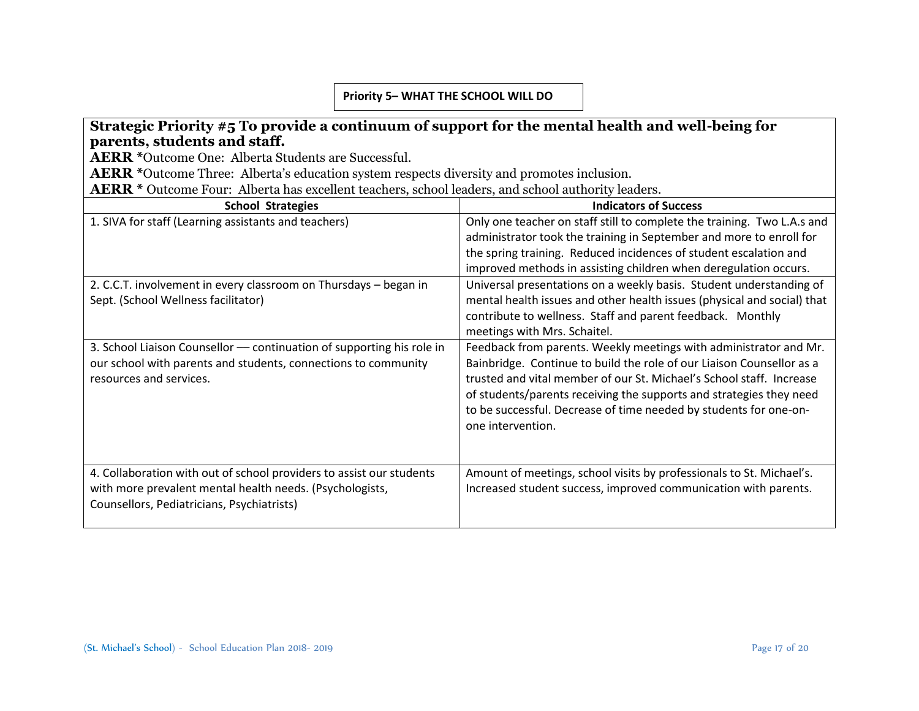**Priority 5– WHAT THE SCHOOL WILL DO**

**Strategic Priority #5 To provide a continuum of support for the mental health and well-being for parents, students and staff.**

**AERR** *Outcome One: Alberta Students are Successful.

**AERR** *Outcome Three: Alberta's education system respects diversity and promotes inclusion.

**AERR** * Outcome Four: Alberta has excellent teachers, school leaders, and school authority leaders.

| School Strategies | Indicators of Success |
|---|---|
| 1. SIVA for staff (Learning assistants and teachers) | Only one teacher on staff still to complete the training. Two L.A.s and administrator took the training in September and more to enroll for the spring training. Reduced incidences of student escalation and improved methods in assisting children when deregulation occurs. |
| 2. C.C.T. involvement in every classroom on Thursdays – began in Sept. (School Wellness facilitator) | Universal presentations on a weekly basis. Student understanding of mental health issues and other health issues (physical and social) that contribute to wellness. Staff and parent feedback. Monthly meetings with Mrs. Schaitel. |
| 3. School Liaison Counsellor — continuation of supporting his role in our school with parents and students, connections to community resources and services. | Feedback from parents. Weekly meetings with administrator and Mr. Bainbridge. Continue to build the role of our Liaison Counsellor as a trusted and vital member of our St. Michael's School staff. Increase of students/parents receiving the supports and strategies they need to be successful. Decrease of time needed by students for one-on-one intervention. |
| 4. Collaboration with out of school providers to assist our students with more prevalent mental health needs. (Psychologists, Counsellors, Pediatricians, Psychiatrists) | Amount of meetings, school visits by professionals to St. Michael's. Increased student success, improved communication with parents. |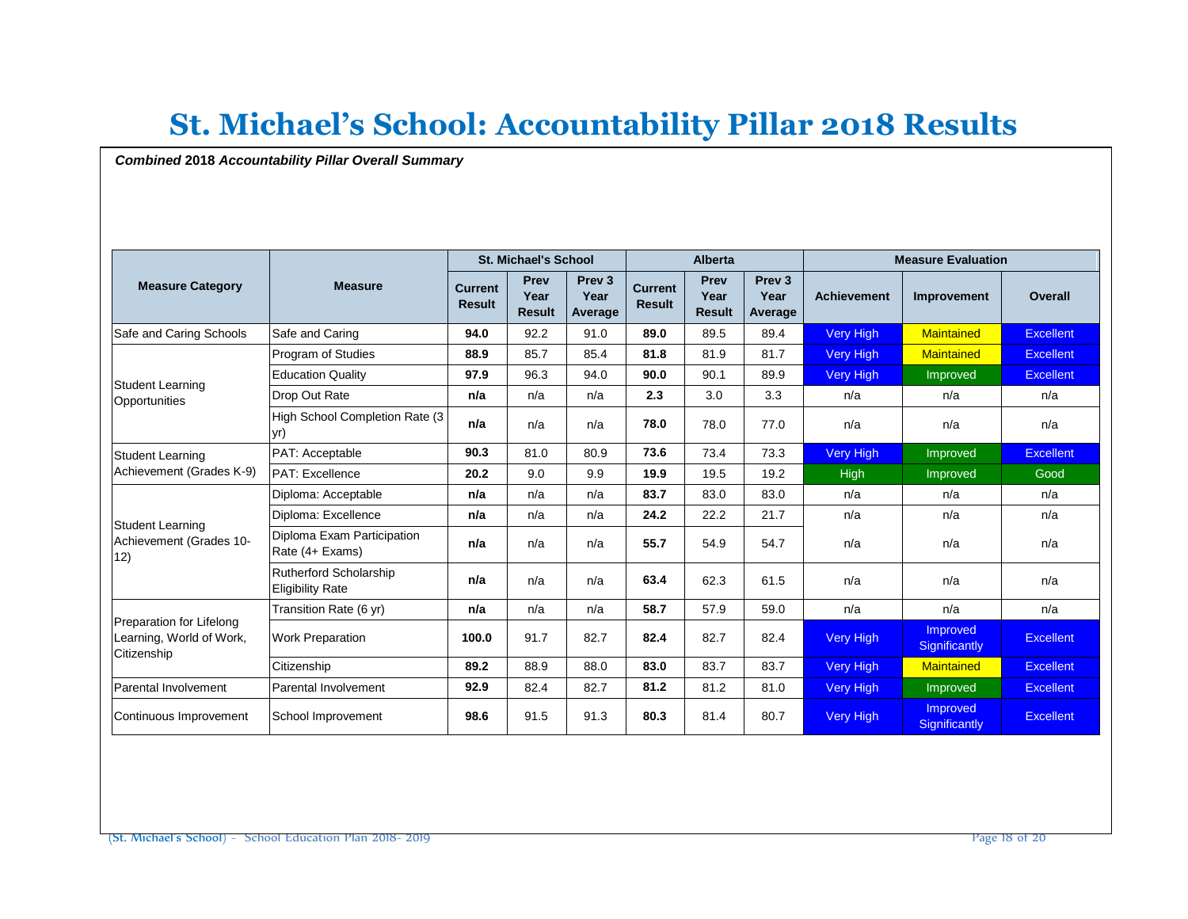# St. Michael's School: Accountability Pillar 2018 Results

***Combined* 2018 *Accountability Pillar Overall Summary***

| Measure Category | Measure | St. Michael's School | | | Alberta | | | Measure Evaluation | | |
|---|---|---|---|---|---|---|---|---|---|---|
| | | Current Result | Prev Year Result | Prev 3 Year Average | Current Result | Prev Year Result | Prev 3 Year Average | Achievement | Improvement | Overall |
| Safe and Caring Schools | Safe and Caring | **94.0** | 92.2 | 91.0 | **89.0** | 89.5 | 89.4 | Very High | Maintained | Excellent |
| Student Learning Opportunities | Program of Studies | **88.9** | 85.7 | 85.4 | **81.8** | 81.9 | 81.7 | Very High | Maintained | Excellent |
| | Education Quality | **97.9** | 96.3 | 94.0 | **90.0** | 90.1 | 89.9 | Very High | Improved | Excellent |
| | Drop Out Rate | **n/a** | n/a | n/a | **2.3** | 3.0 | 3.3 | n/a | n/a | n/a |
| | High School Completion Rate (3 yr) | **n/a** | n/a | n/a | **78.0** | 78.0 | 77.0 | n/a | n/a | n/a |
| Student Learning Achievement (Grades K-9) | PAT: Acceptable | **90.3** | 81.0 | 80.9 | **73.6** | 73.4 | 73.3 | Very High | Improved | Excellent |
| | PAT: Excellence | **20.2** | 9.0 | 9.9 | **19.9** | 19.5 | 19.2 | High | Improved | Good |
| Student Learning Achievement (Grades 10-12) | Diploma: Acceptable | **n/a** | n/a | n/a | **83.7** | 83.0 | 83.0 | n/a | n/a | n/a |
| | Diploma: Excellence | **n/a** | n/a | n/a | **24.2** | 22.2 | 21.7 | n/a | n/a | n/a |
| | Diploma Exam Participation Rate (4+ Exams) | **n/a** | n/a | n/a | **55.7** | 54.9 | 54.7 | n/a | n/a | n/a |
| | Rutherford Scholarship Eligibility Rate | **n/a** | n/a | n/a | **63.4** | 62.3 | 61.5 | n/a | n/a | n/a |
| Preparation for Lifelong Learning, World of Work, Citizenship | Transition Rate (6 yr) | **n/a** | n/a | n/a | **58.7** | 57.9 | 59.0 | n/a | n/a | n/a |
| | Work Preparation | **100.0** | 91.7 | 82.7 | **82.4** | 82.7 | 82.4 | Very High | Improved Significantly | Excellent |
| | Citizenship | **89.2** | 88.9 | 88.0 | **83.0** | 83.7 | 83.7 | Very High | Maintained | Excellent |
| Parental Involvement | Parental Involvement | **92.9** | 82.4 | 82.7 | **81.2** | 81.2 | 81.0 | Very High | Improved | Excellent |
| Continuous Improvement | School Improvement | **98.6** | 91.5 | 91.3 | **80.3** | 81.4 | 80.7 | Very High | Improved Significantly | Excellent |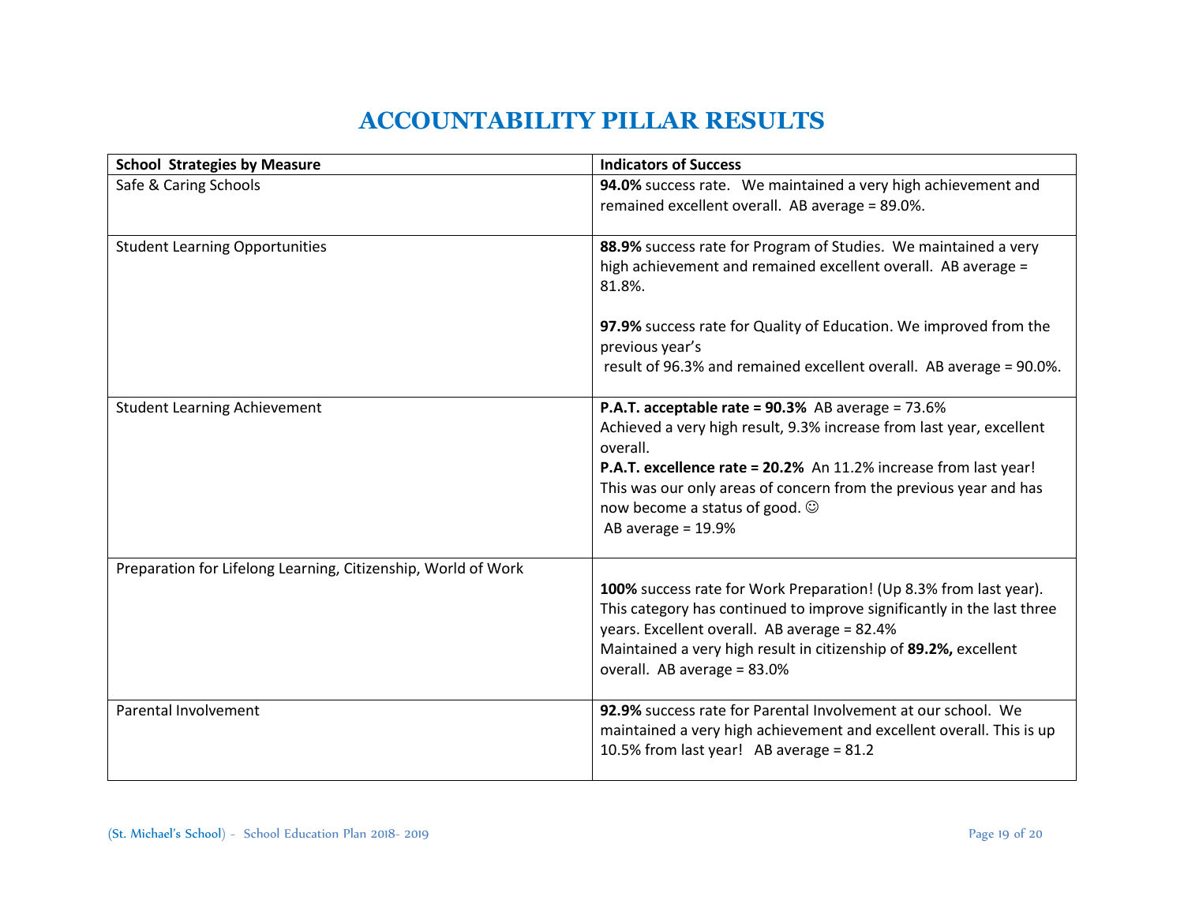# ACCOUNTABILITY PILLAR RESULTS

| School Strategies by Measure | Indicators of Success |
|---|---|
| Safe & Caring Schools | **94.0%** success rate. We maintained a very high achievement and remained excellent overall. AB average = 89.0%. |
| Student Learning Opportunities | **88.9%** success rate for Program of Studies. We maintained a very high achievement and remained excellent overall. AB average = 81.8%.<br><br>**97.9%** success rate for Quality of Education. We improved from the previous year's result of 96.3% and remained excellent overall. AB average = 90.0%. |
| Student Learning Achievement | **P.A.T. acceptable rate = 90.3%** AB average = 73.6%<br>Achieved a very high result, 9.3% increase from last year, excellent overall.<br>**P.A.T. excellence rate = 20.2%** An 11.2% increase from last year! This was our only areas of concern from the previous year and has now become a status of good. ☺<br>AB average = 19.9% |
| Preparation for Lifelong Learning, Citizenship, World of Work | **100%** success rate for Work Preparation! (Up 8.3% from last year). This category has continued to improve significantly in the last three years. Excellent overall. AB average = 82.4%<br>Maintained a very high result in citizenship of **89.2%,** excellent overall. AB average = 83.0% |
| Parental Involvement | **92.9%** success rate for Parental Involvement at our school. We maintained a very high achievement and excellent overall. This is up 10.5% from last year! AB average = 81.2 |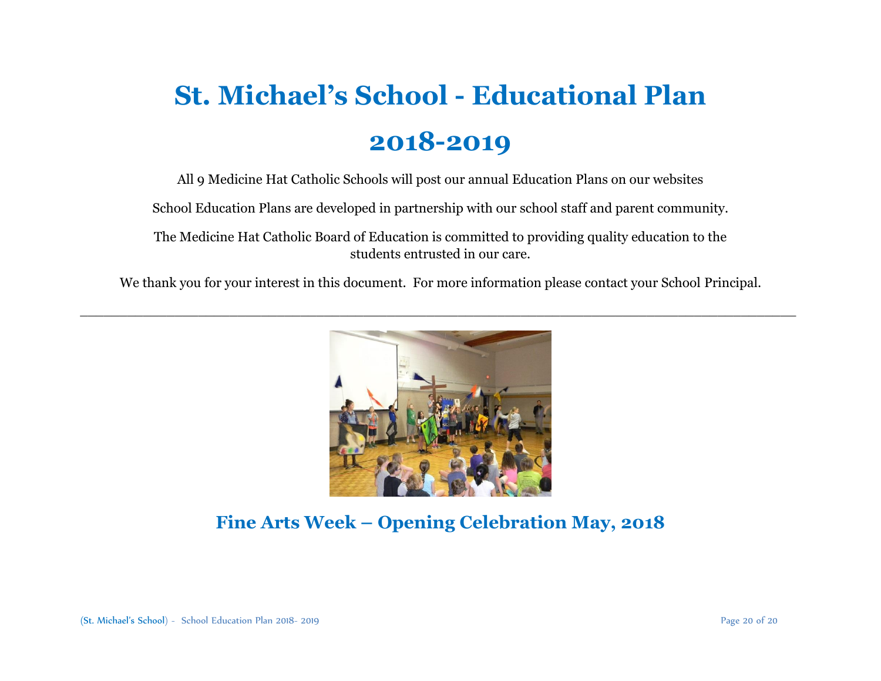# St. Michael's School - Educational Plan 2018-2019

All 9 Medicine Hat Catholic Schools will post our annual Education Plans on our websites

School Education Plans are developed in partnership with our school staff and parent community.

The Medicine Hat Catholic Board of Education is committed to providing quality education to the students entrusted in our care.

We thank you for your interest in this document. For more information please contact your School Principal.

---

## Fine Arts Week – Opening Celebration May, 2018